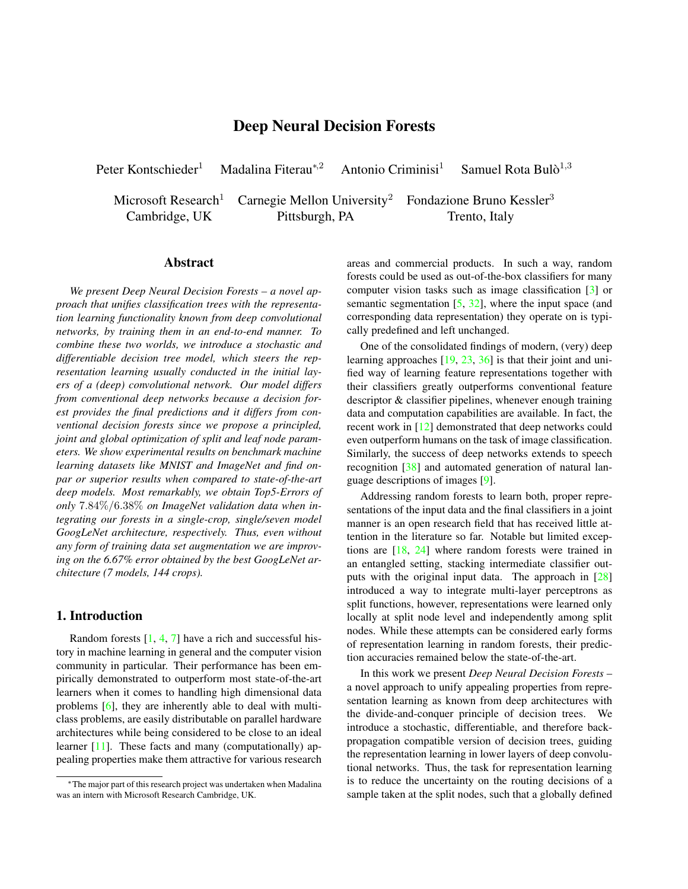# Deep Neural Decision Forests

Peter Kontschieder[1] Madalina Fiterau[*,2] Antonio Criminisi[1] Samuel Rota Bulò[1,3]

Microsoft Research[1] Cambridge, UK    Carnegie Mellon University[2] Pittsburgh, PA    Fondazione Bruno Kessler[3] Trento, Italy

## Abstract

*We present Deep Neural Decision Forests – a novel approach that unifies classification trees with the representation learning functionality known from deep convolutional networks, by training them in an end-to-end manner. To combine these two worlds, we introduce a stochastic and differentiable decision tree model, which steers the representation learning usually conducted in the initial layers of a (deep) convolutional network. Our model differs from conventional deep networks because a decision forest provides the final predictions and it differs from conventional decision forests since we propose a principled, joint and global optimization of split and leaf node parameters. We show experimental results on benchmark machine learning datasets like MNIST and ImageNet and find on-par or superior results when compared to state-of-the-art deep models. Most remarkably, we obtain Top5-Errors of only $7.84\%/6.38\%$ on ImageNet validation data when integrating our forests in a single-crop, single/seven model GoogLeNet architecture, respectively. Thus, even without any form of training data set augmentation we are improving on the 6.67% error obtained by the best GoogLeNet architecture (7 models, 144 crops).*

## 1. Introduction

Random forests [1, 4, 7] have a rich and successful history in machine learning in general and the computer vision community in particular. Their performance has been empirically demonstrated to outperform most state-of-the-art learners when it comes to handling high dimensional data problems [6], they are inherently able to deal with multi-class problems, are easily distributable on parallel hardware architectures while being considered to be close to an ideal learner [11]. These facts and many (computationally) appealing properties make them attractive for various research areas and commercial products. In such a way, random forests could be used as out-of-the-box classifiers for many computer vision tasks such as image classification [3] or semantic segmentation [5, 32], where the input space (and corresponding data representation) they operate on is typically predefined and left unchanged.

One of the consolidated findings of modern, (very) deep learning approaches [19, 23, 36] is that their joint and unified way of learning feature representations together with their classifiers greatly outperforms conventional feature descriptor & classifier pipelines, whenever enough training data and computation capabilities are available. In fact, the recent work in [12] demonstrated that deep networks could even outperform humans on the task of image classification. Similarly, the success of deep networks extends to speech recognition [38] and automated generation of natural language descriptions of images [9].

Addressing random forests to learn both, proper representations of the input data and the final classifiers in a joint manner is an open research field that has received little attention in the literature so far. Notable but limited exceptions are [18, 24] where random forests were trained in an entangled setting, stacking intermediate classifier outputs with the original input data. The approach in [28] introduced a way to integrate multi-layer perceptrons as split functions, however, representations were learned only locally at split node level and independently among split nodes. While these attempts can be considered early forms of representation learning in random forests, their prediction accuracies remained below the state-of-the-art.

In this work we present *Deep Neural Decision Forests* – a novel approach to unify appealing properties from representation learning as known from deep architectures with the divide-and-conquer principle of decision trees. We introduce a stochastic, differentiable, and therefore back-propagation compatible version of decision trees, guiding the representation learning in lower layers of deep convolutional networks. Thus, the task for representation learning is to reduce the uncertainty on the routing decisions of a sample taken at the split nodes, such that a globally defined

[*] The major part of this research project was undertaken when Madalina was an intern with Microsoft Research Cambridge, UK.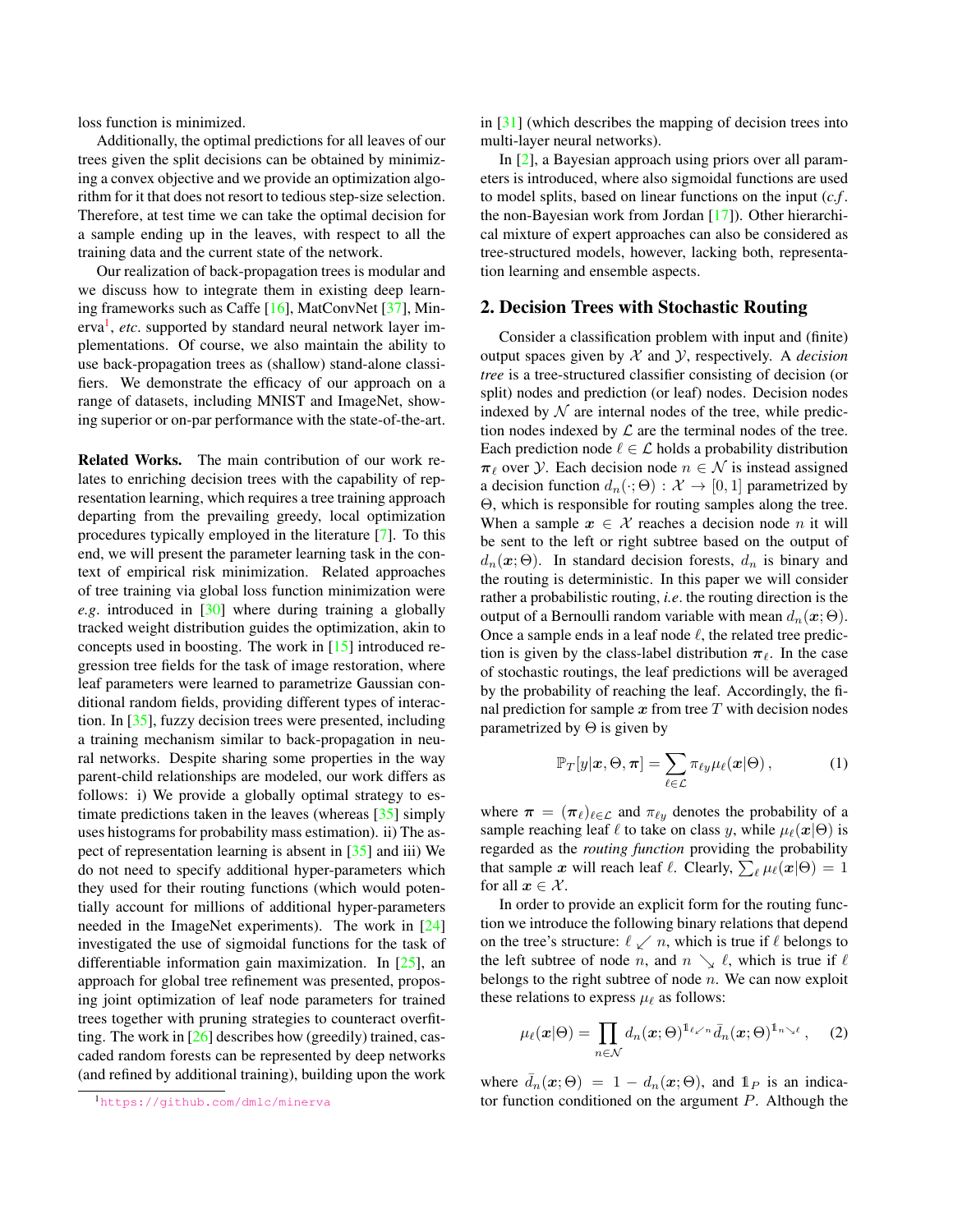loss function is minimized.

Additionally, the optimal predictions for all leaves of our trees given the split decisions can be obtained by minimizing a convex objective and we provide an optimization algorithm for it that does not resort to tedious step-size selection. Therefore, at test time we can take the optimal decision for a sample ending up in the leaves, with respect to all the training data and the current state of the network.

Our realization of back-propagation trees is modular and we discuss how to integrate them in existing deep learning frameworks such as Caffe [16], MatConvNet [37], Minerva[1], *etc.* supported by standard neural network layer implementations. Of course, we also maintain the ability to use back-propagation trees as (shallow) stand-alone classifiers. We demonstrate the efficacy of our approach on a range of datasets, including MNIST and ImageNet, showing superior or on-par performance with the state-of-the-art.

**Related Works.** The main contribution of our work relates to enriching decision trees with the capability of representation learning, which requires a tree training approach departing from the prevailing greedy, local optimization procedures typically employed in the literature [7]. To this end, we will present the parameter learning task in the context of empirical risk minimization. Related approaches of tree training via global loss function minimization were *e.g.* introduced in [30] where during training a globally tracked weight distribution guides the optimization, akin to concepts used in boosting. The work in [15] introduced regression tree fields for the task of image restoration, where leaf parameters were learned to parametrize Gaussian conditional random fields, providing different types of interaction. In [35], fuzzy decision trees were presented, including a training mechanism similar to back-propagation in neural networks. Despite sharing some properties in the way parent-child relationships are modeled, our work differs as follows: i) We provide a globally optimal strategy to estimate predictions taken in the leaves (whereas [35] simply uses histograms for probability mass estimation). ii) The aspect of representation learning is absent in [35] and iii) We do not need to specify additional hyper-parameters which they used for their routing functions (which would potentially account for millions of additional hyper-parameters needed in the ImageNet experiments). The work in [24] investigated the use of sigmoidal functions for the task of differentiable information gain maximization. In [25], an approach for global tree refinement was presented, proposing joint optimization of leaf node parameters for trained trees together with pruning strategies to counteract overfitting. The work in [26] describes how (greedily) trained, cascaded random forests can be represented by deep networks (and refined by additional training), building upon the work in [31] (which describes the mapping of decision trees into multi-layer neural networks).

In [2], a Bayesian approach using priors over all parameters is introduced, where also sigmoidal functions are used to model splits, based on linear functions on the input (*c.f.* the non-Bayesian work from Jordan [17]). Other hierarchical mixture of expert approaches can also be considered as tree-structured models, however, lacking both, representation learning and ensemble aspects.

[1] https://github.com/dmlc/minerva

## 2. Decision Trees with Stochastic Routing

Consider a classification problem with input and (finite) output spaces given by $\mathcal{X}$ and $\mathcal{Y}$, respectively. A *decision tree* is a tree-structured classifier consisting of decision (or split) nodes and prediction (or leaf) nodes. Decision nodes indexed by $\mathcal{N}$ are internal nodes of the tree, while prediction nodes indexed by $\mathcal{L}$ are the terminal nodes of the tree. Each prediction node $\ell \in \mathcal{L}$ holds a probability distribution $\boldsymbol{\pi}_\ell$ over $\mathcal{Y}$. Each decision node $n \in \mathcal{N}$ is instead assigned a decision function $d_n(\cdot;\Theta) : \mathcal{X} \to [0,1]$ parametrized by $\Theta$, which is responsible for routing samples along the tree. When a sample $\boldsymbol{x} \in \mathcal{X}$ reaches a decision node $n$ it will be sent to the left or right subtree based on the output of $d_n(\boldsymbol{x};\Theta)$. In standard decision forests, $d_n$ is binary and the routing is deterministic. In this paper we will consider rather a probabilistic routing, *i.e.* the routing direction is the output of a Bernoulli random variable with mean $d_n(\boldsymbol{x};\Theta)$. Once a sample ends in a leaf node $\ell$, the related tree prediction is given by the class-label distribution $\boldsymbol{\pi}_\ell$. In the case of stochastic routings, the leaf predictions will be averaged by the probability of reaching the leaf. Accordingly, the final prediction for sample $\boldsymbol{x}$ from tree $T$ with decision nodes parametrized by $\Theta$ is given by

$$\mathbb{P}_T[y|\boldsymbol{x},\Theta,\boldsymbol{\pi}] = \sum_{\ell\in\mathcal{L}} \pi_{\ell y}\mu_\ell(\boldsymbol{x}|\Theta)\,, \tag{1}$$

where $\boldsymbol{\pi} = (\boldsymbol{\pi}_\ell)_{\ell\in\mathcal{L}}$ and $\pi_{\ell y}$ denotes the probability of a sample reaching leaf $\ell$ to take on class $y$, while $\mu_\ell(\boldsymbol{x}|\Theta)$ is regarded as the *routing function* providing the probability that sample $\boldsymbol{x}$ will reach leaf $\ell$. Clearly, $\sum_\ell \mu_\ell(\boldsymbol{x}|\Theta) = 1$ for all $\boldsymbol{x} \in \mathcal{X}$.

In order to provide an explicit form for the routing function we introduce the following binary relations that depend on the tree's structure: $\ell \swarrow n$, which is true if $\ell$ belongs to the left subtree of node $n$, and $n \searrow \ell$, which is true if $\ell$ belongs to the right subtree of node $n$. We can now exploit these relations to express $\mu_\ell$ as follows:

$$\mu_\ell(\boldsymbol{x}|\Theta) = \prod_{n\in\mathcal{N}} d_n(\boldsymbol{x};\Theta)^{\mathbb{1}_{\ell\swarrow n}} \bar{d}_n(\boldsymbol{x};\Theta)^{\mathbb{1}_{n\searrow \ell}}\,, \tag{2}$$

where $\bar{d}_n(\boldsymbol{x};\Theta) = 1 - d_n(\boldsymbol{x};\Theta)$, and $\mathbb{1}_P$ is an indicator function conditioned on the argument $P$. Although the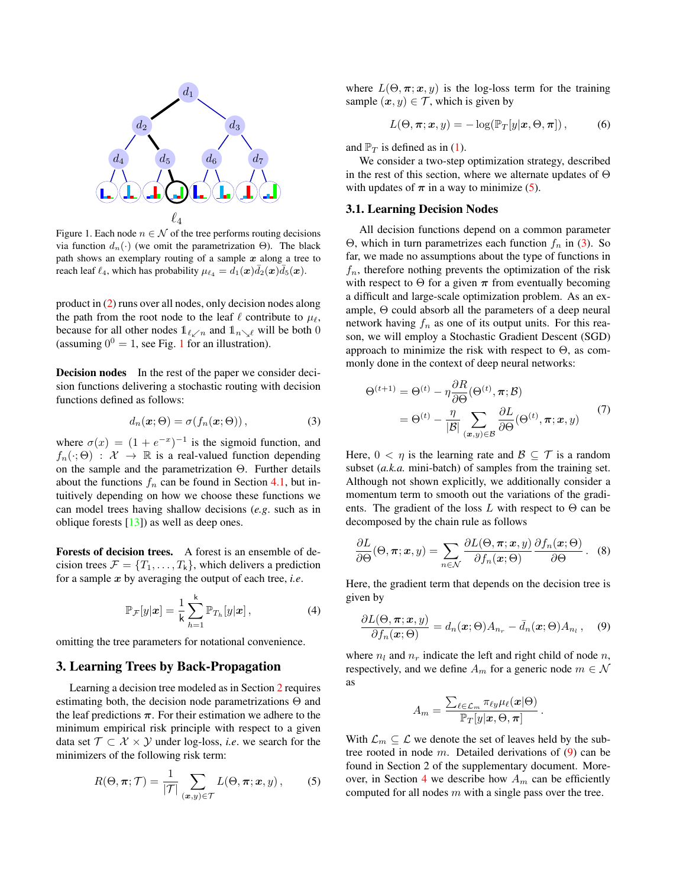Figure 1. Each node $n \in \mathcal{N}$ of the tree performs routing decisions via function $d_n(\cdot)$ (we omit the parametrization $\Theta$). The black path shows an exemplary routing of a sample $\boldsymbol{x}$ along a tree to reach leaf $\ell_4$, which has probability $\mu_{\ell_4} = d_1(\boldsymbol{x})\bar{d}_2(\boldsymbol{x})\bar{d}_5(\boldsymbol{x})$.

product in (2) runs over all nodes, only decision nodes along the path from the root node to the leaf $\ell$ contribute to $\mu_\ell$, because for all other nodes $\mathbb{1}_{\ell \swarrow n}$ and $\mathbb{1}_{n \searrow \ell}$ will be both 0 (assuming $0^0 = 1$, see Fig. 1 for an illustration).

**Decision nodes** In the rest of the paper we consider decision functions delivering a stochastic routing with decision functions defined as follows:

$$d_n(\boldsymbol{x}; \Theta) = \sigma(f_n(\boldsymbol{x}; \Theta)), \tag{3}$$

where $\sigma(x) = (1 + e^{-x})^{-1}$ is the sigmoid function, and $f_n(\cdot; \Theta) : \mathcal{X} \to \mathbb{R}$ is a real-valued function depending on the sample and the parametrization $\Theta$. Further details about the functions $f_n$ can be found in Section 4.1, but intuitively depending on how we choose these functions we can model trees having shallow decisions (*e.g.* such as in oblique forests [13]) as well as deep ones.

**Forests of decision trees.** A forest is an ensemble of decision trees $\mathcal{F} = \{T_1, \dots, T_\mathsf{k}\}$, which delivers a prediction for a sample $\boldsymbol{x}$ by averaging the output of each tree, *i.e.*

$$\mathbb{P}_\mathcal{F}[y|\boldsymbol{x}] = \frac{1}{\mathsf{k}} \sum_{h=1}^{\mathsf{k}} \mathbb{P}_{T_h}[y|\boldsymbol{x}], \tag{4}$$

omitting the tree parameters for notational convenience.

## 3. Learning Trees by Back-Propagation

Learning a decision tree modeled as in Section 2 requires estimating both, the decision node parametrizations $\Theta$ and the leaf predictions $\boldsymbol{\pi}$. For their estimation we adhere to the minimum empirical risk principle with respect to a given data set $\mathcal{T} \subset \mathcal{X} \times \mathcal{Y}$ under log-loss, *i.e.* we search for the minimizers of the following risk term:

$$R(\Theta, \boldsymbol{\pi}; \mathcal{T}) = \frac{1}{|\mathcal{T}|} \sum_{(\boldsymbol{x}, y) \in \mathcal{T}} L(\Theta, \boldsymbol{\pi}; \boldsymbol{x}, y), \tag{5}$$

where $L(\Theta, \boldsymbol{\pi}; \boldsymbol{x}, y)$ is the log-loss term for the training sample $(\boldsymbol{x}, y) \in \mathcal{T}$, which is given by

$$L(\Theta, \boldsymbol{\pi}; \boldsymbol{x}, y) = -\log(\mathbb{P}_T[y|\boldsymbol{x}, \Theta, \boldsymbol{\pi}]), \tag{6}$$

and $\mathbb{P}_T$ is defined as in (1).

We consider a two-step optimization strategy, described in the rest of this section, where we alternate updates of $\Theta$ with updates of $\boldsymbol{\pi}$ in a way to minimize (5).

### 3.1. Learning Decision Nodes

All decision functions depend on a common parameter $\Theta$, which in turn parametrizes each function $f_n$ in (3). So far, we made no assumptions about the type of functions in $f_n$, therefore nothing prevents the optimization of the risk with respect to $\Theta$ for a given $\boldsymbol{\pi}$ from eventually becoming a difficult and large-scale optimization problem. As an example, $\Theta$ could absorb all the parameters of a deep neural network having $f_n$ as one of its output units. For this reason, we will employ a Stochastic Gradient Descent (SGD) approach to minimize the risk with respect to $\Theta$, as commonly done in the context of deep neural networks:

$$\begin{aligned} \Theta^{(t+1)} &= \Theta^{(t)} - \eta \frac{\partial R}{\partial \Theta}(\Theta^{(t)}, \boldsymbol{\pi}; \mathcal{B}) \\ &= \Theta^{(t)} - \frac{\eta}{|\mathcal{B}|} \sum_{(\boldsymbol{x}, y) \in \mathcal{B}} \frac{\partial L}{\partial \Theta}(\Theta^{(t)}, \boldsymbol{\pi}; \boldsymbol{x}, y) \end{aligned} \tag{7}$$

Here, $0 < \eta$ is the learning rate and $\mathcal{B} \subseteq \mathcal{T}$ is a random subset (*a.k.a.* mini-batch) of samples from the training set. Although not shown explicitly, we additionally consider a momentum term to smooth out the variations of the gradients. The gradient of the loss $L$ with respect to $\Theta$ can be decomposed by the chain rule as follows

$$\frac{\partial L}{\partial \Theta}(\Theta, \boldsymbol{\pi}; \boldsymbol{x}, y) = \sum_{n \in \mathcal{N}} \frac{\partial L(\Theta, \boldsymbol{\pi}; \boldsymbol{x}, y)}{\partial f_n(\boldsymbol{x}; \Theta)} \frac{\partial f_n(\boldsymbol{x}; \Theta)}{\partial \Theta}. \tag{8}$$

Here, the gradient term that depends on the decision tree is given by

$$\frac{\partial L(\Theta, \boldsymbol{\pi}; \boldsymbol{x}, y)}{\partial f_n(\boldsymbol{x}; \Theta)} = d_n(\boldsymbol{x}; \Theta) A_{n_r} - \bar{d}_n(\boldsymbol{x}; \Theta) A_{n_l}, \tag{9}$$

where $n_l$ and $n_r$ indicate the left and right child of node $n$, respectively, and we define $A_m$ for a generic node $m \in \mathcal{N}$ as

$$A_m = \frac{\sum_{\ell \in \mathcal{L}_m} \pi_{\ell y} \mu_\ell(\boldsymbol{x}|\Theta)}{\mathbb{P}_T[y|\boldsymbol{x}, \Theta, \boldsymbol{\pi}]}.$$

With $\mathcal{L}_m \subseteq \mathcal{L}$ we denote the set of leaves held by the subtree rooted in node $m$. Detailed derivations of (9) can be found in Section 2 of the supplementary document. Moreover, in Section 4 we describe how $A_m$ can be efficiently computed for all nodes $m$ with a single pass over the tree.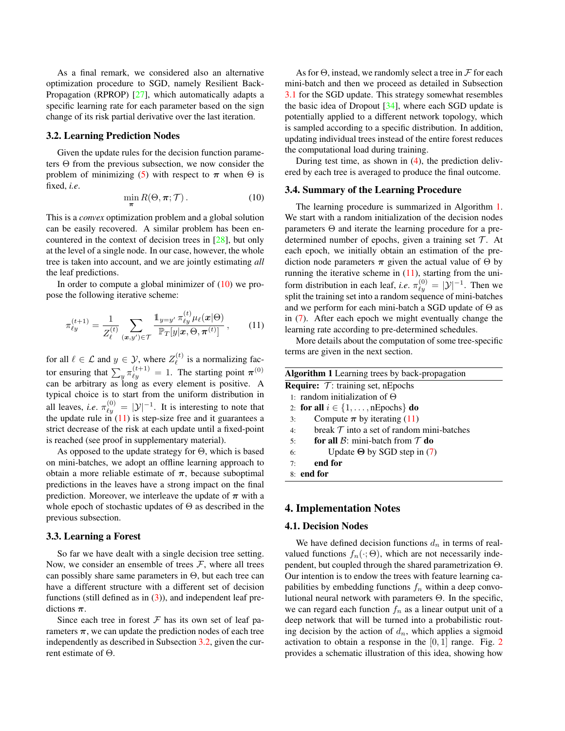As a final remark, we considered also an alternative optimization procedure to SGD, namely Resilient Back-Propagation (RPROP) [27], which automatically adapts a specific learning rate for each parameter based on the sign change of its risk partial derivative over the last iteration.

### 3.2. Learning Prediction Nodes

Given the update rules for the decision function parameters $\Theta$ from the previous subsection, we now consider the problem of minimizing (5) with respect to $\boldsymbol{\pi}$ when $\Theta$ is fixed, *i.e*.

$$\min_{\boldsymbol{\pi}} R(\Theta, \boldsymbol{\pi}; \mathcal{T})\,. \tag{10}$$

This is a *convex* optimization problem and a global solution can be easily recovered. A similar problem has been encountered in the context of decision trees in [28], but only at the level of a single node. In our case, however, the whole tree is taken into account, and we are jointly estimating *all* the leaf predictions.

In order to compute a global minimizer of (10) we propose the following iterative scheme:

$$\pi_{\ell y}^{(t+1)} = \frac{1}{Z_\ell^{(t)}} \sum_{(\boldsymbol{x}, y') \in \mathcal{T}} \frac{\mathbb{1}_{y=y'}\, \pi_{\ell y}^{(t)} \mu_\ell(\boldsymbol{x}|\Theta)}{\mathbb{P}_T[y|\boldsymbol{x}, \Theta, \boldsymbol{\pi}^{(t)}]}\,, \tag{11}$$

for all $\ell \in \mathcal{L}$ and $y \in \mathcal{Y}$, where $Z_\ell^{(t)}$ is a normalizing factor ensuring that $\sum_y \pi_{\ell y}^{(t+1)} = 1$. The starting point $\boldsymbol{\pi}^{(0)}$ can be arbitrary as long as every element is positive. A typical choice is to start from the uniform distribution in all leaves, *i.e*. $\pi_{\ell y}^{(0)} = |\mathcal{Y}|^{-1}$. It is interesting to note that the update rule in (11) is step-size free and it guarantees a strict decrease of the risk at each update until a fixed-point is reached (see proof in supplementary material).

As opposed to the update strategy for $\Theta$, which is based on mini-batches, we adopt an offline learning approach to obtain a more reliable estimate of $\boldsymbol{\pi}$, because suboptimal predictions in the leaves have a strong impact on the final prediction. Moreover, we interleave the update of $\boldsymbol{\pi}$ with a whole epoch of stochastic updates of $\Theta$ as described in the previous subsection.

### 3.3. Learning a Forest

So far we have dealt with a single decision tree setting. Now, we consider an ensemble of trees $\mathcal{F}$, where all trees can possibly share same parameters in $\Theta$, but each tree can have a different structure with a different set of decision functions (still defined as in (3)), and independent leaf predictions $\boldsymbol{\pi}$.

Since each tree in forest $\mathcal{F}$ has its own set of leaf parameters $\boldsymbol{\pi}$, we can update the prediction nodes of each tree independently as described in Subsection 3.2, given the current estimate of $\Theta$.

As for $\Theta$, instead, we randomly select a tree in $\mathcal{F}$ for each mini-batch and then we proceed as detailed in Subsection 3.1 for the SGD update. This strategy somewhat resembles the basic idea of Dropout [34], where each SGD update is potentially applied to a different network topology, which is sampled according to a specific distribution. In addition, updating individual trees instead of the entire forest reduces the computational load during training.

During test time, as shown in (4), the prediction delivered by each tree is averaged to produce the final outcome.

### 3.4. Summary of the Learning Procedure

The learning procedure is summarized in Algorithm 1. We start with a random initialization of the decision nodes parameters $\Theta$ and iterate the learning procedure for a predetermined number of epochs, given a training set $\mathcal{T}$. At each epoch, we initially obtain an estimation of the prediction node parameters $\boldsymbol{\pi}$ given the actual value of $\Theta$ by running the iterative scheme in (11), starting from the uniform distribution in each leaf, *i.e*. $\pi_{\ell y}^{(0)} = |\mathcal{Y}|^{-1}$. Then we split the training set into a random sequence of mini-batches and we perform for each mini-batch a SGD update of $\Theta$ as in (7). After each epoch we might eventually change the learning rate according to pre-determined schedules.

More details about the computation of some tree-specific terms are given in the next section.

**Algorithm 1** Learning trees by back-propagation

**Require:** $\mathcal{T}$: training set, nEpochs

```
1: random initialization of Θ
2: for all i ∈ {1, ..., nEpochs} do
3:     Compute π by iterating (11)
4:     break T into a set of random mini-batches
5:     for all B: mini-batch from T do
6:         Update Θ by SGD step in (7)
7:     end for
8: end for
```

## 4. Implementation Notes

### 4.1. Decision Nodes

We have defined decision functions $d_n$ in terms of real-valued functions $f_n(\cdot; \Theta)$, which are not necessarily independent, but coupled through the shared parametrization $\Theta$. Our intention is to endow the trees with feature learning capabilities by embedding functions $f_n$ within a deep convolutional neural network with parameters $\Theta$. In the specific, we can regard each function $f_n$ as a linear output unit of a deep network that will be turned into a probabilistic routing decision by the action of $d_n$, which applies a sigmoid activation to obtain a response in the $[0, 1]$ range. Fig. 2 provides a schematic illustration of this idea, showing how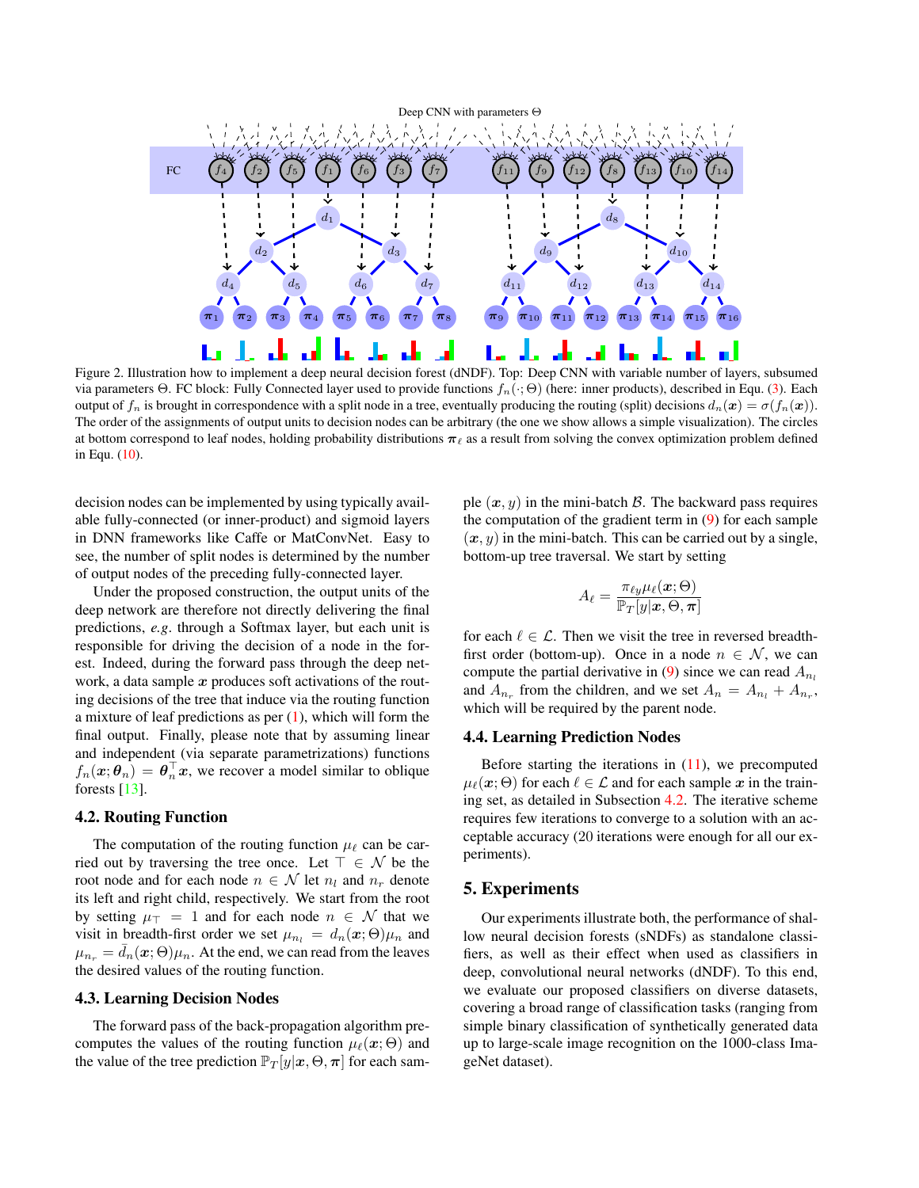Figure 2. Illustration how to implement a deep neural decision forest (dNDF). Top: Deep CNN with variable number of layers, subsumed via parameters $\Theta$. FC block: Fully Connected layer used to provide functions $f_n(\cdot; \Theta)$ (here: inner products), described in Equ. (3). Each output of $f_n$ is brought in correspondence with a split node in a tree, eventually producing the routing (split) decisions $d_n(\boldsymbol{x}) = \sigma(f_n(\boldsymbol{x}))$. The order of the assignments of output units to decision nodes can be arbitrary (the one we show allows a simple visualization). The circles at bottom correspond to leaf nodes, holding probability distributions $\boldsymbol{\pi}_\ell$ as a result from solving the convex optimization problem defined in Equ. (10).

decision nodes can be implemented by using typically available fully-connected (or inner-product) and sigmoid layers in DNN frameworks like Caffe or MatConvNet. Easy to see, the number of split nodes is determined by the number of output nodes of the preceding fully-connected layer.

Under the proposed construction, the output units of the deep network are therefore not directly delivering the final predictions, *e.g.* through a Softmax layer, but each unit is responsible for driving the decision of a node in the forest. Indeed, during the forward pass through the deep network, a data sample $\boldsymbol{x}$ produces soft activations of the routing decisions of the tree that induce via the routing function a mixture of leaf predictions as per (1), which will form the final output. Finally, please note that by assuming linear and independent (via separate parametrizations) functions $f_n(\boldsymbol{x}; \boldsymbol{\theta}_n) = \boldsymbol{\theta}_n^\top \boldsymbol{x}$, we recover a model similar to oblique forests [13].

## 4.2. Routing Function

The computation of the routing function $\mu_\ell$ can be carried out by traversing the tree once. Let $\top \in \mathcal{N}$ be the root node and for each node $n \in \mathcal{N}$ let $n_l$ and $n_r$ denote its left and right child, respectively. We start from the root by setting $\mu_\top = 1$ and for each node $n \in \mathcal{N}$ that we visit in breadth-first order we set $\mu_{n_l} = d_n(\boldsymbol{x}; \Theta)\mu_n$ and $\mu_{n_r} = \bar{d}_n(\boldsymbol{x}; \Theta)\mu_n$. At the end, we can read from the leaves the desired values of the routing function.

## 4.3. Learning Decision Nodes

The forward pass of the back-propagation algorithm precomputes the values of the routing function $\mu_\ell(\boldsymbol{x}; \Theta)$ and the value of the tree prediction $\mathbb{P}_T[y|\boldsymbol{x}, \Theta, \boldsymbol{\pi}]$ for each sample $(\boldsymbol{x}, y)$ in the mini-batch $\mathcal{B}$. The backward pass requires the computation of the gradient term in (9) for each sample $(\boldsymbol{x}, y)$ in the mini-batch. This can be carried out by a single, bottom-up tree traversal. We start by setting

$$A_\ell = \frac{\pi_{\ell y}\mu_\ell(\boldsymbol{x}; \Theta)}{\mathbb{P}_T[y|\boldsymbol{x}, \Theta, \boldsymbol{\pi}]}$$

for each $\ell \in \mathcal{L}$. Then we visit the tree in reversed breadth-first order (bottom-up). Once in a node $n \in \mathcal{N}$, we can compute the partial derivative in (9) since we can read $A_{n_l}$ and $A_{n_r}$ from the children, and we set $A_n = A_{n_l} + A_{n_r}$, which will be required by the parent node.

## 4.4. Learning Prediction Nodes

Before starting the iterations in (11), we precomputed $\mu_\ell(\boldsymbol{x}; \Theta)$ for each $\ell \in \mathcal{L}$ and for each sample $\boldsymbol{x}$ in the training set, as detailed in Subsection 4.2. The iterative scheme requires few iterations to converge to a solution with an acceptable accuracy (20 iterations were enough for all our experiments).

# 5. Experiments

Our experiments illustrate both, the performance of shallow neural decision forests (sNDFs) as standalone classifiers, as well as their effect when used as classifiers in deep, convolutional neural networks (dNDF). To this end, we evaluate our proposed classifiers on diverse datasets, covering a broad range of classification tasks (ranging from simple binary classification of synthetically generated data up to large-scale image recognition on the 1000-class ImageNet dataset).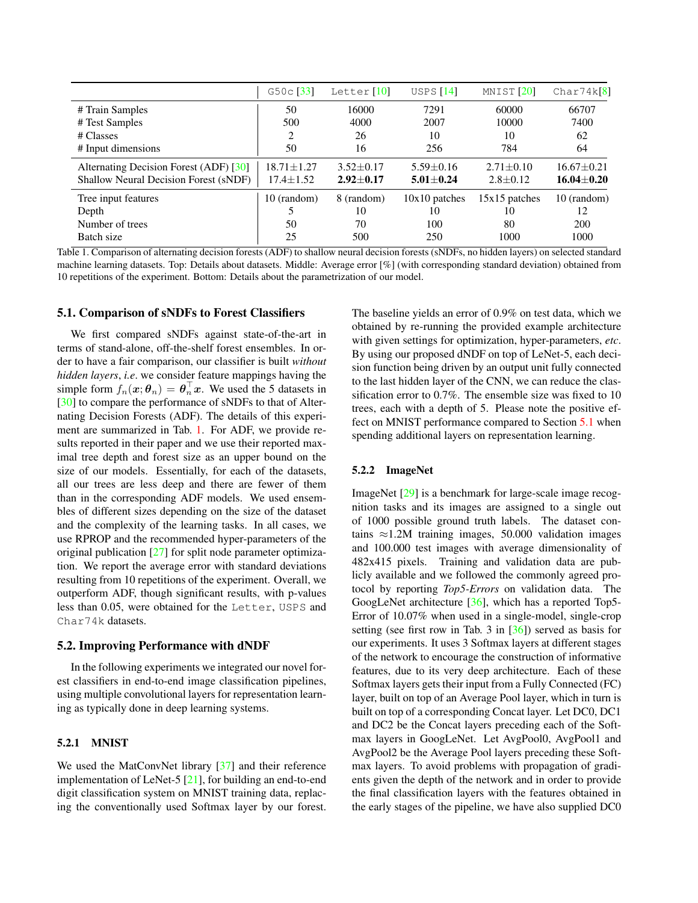| | G50c [33] | Letter [10] | USPS [14] | MNIST [20] | Char74k [8] |
|---|---|---|---|---|---|
| # Train Samples | 50 | 16000 | 7291 | 60000 | 66707 |
| # Test Samples | 500 | 4000 | 2007 | 10000 | 7400 |
| # Classes | 2 | 26 | 10 | 10 | 62 |
| # Input dimensions | 50 | 16 | 256 | 784 | 64 |
| Alternating Decision Forest (ADF) [30] | 18.71±1.27 | 3.52±0.17 | 5.59±0.16 | 2.71±0.10 | 16.67±0.21 |
| Shallow Neural Decision Forest (sNDF) | 17.4±1.52 | **2.92±0.17** | **5.01±0.24** | 2.8±0.12 | **16.04±0.20** |
| Tree input features | 10 (random) | 8 (random) | 10x10 patches | 15x15 patches | 10 (random) |
| Depth | 5 | 10 | 10 | 10 | 12 |
| Number of trees | 50 | 70 | 100 | 80 | 200 |
| Batch size | 25 | 500 | 250 | 1000 | 1000 |

Table 1. Comparison of alternating decision forests (ADF) to shallow neural decision forests (sNDFs, no hidden layers) on selected standard machine learning datasets. Top: Details about datasets. Middle: Average error [%] (with corresponding standard deviation) obtained from 10 repetitions of the experiment. Bottom: Details about the parametrization of our model.

### 5.1. Comparison of sNDFs to Forest Classifiers

We first compared sNDFs against state-of-the-art in terms of stand-alone, off-the-shelf forest ensembles. In order to have a fair comparison, our classifier is built *without hidden layers*, *i.e*. we consider feature mappings having the simple form $f_n(\boldsymbol{x};\boldsymbol{\theta}_n) = \boldsymbol{\theta}_n^\top \boldsymbol{x}$. We used the 5 datasets in [30] to compare the performance of sNDFs to that of Alternating Decision Forests (ADF). The details of this experiment are summarized in Tab. 1. For ADF, we provide results reported in their paper and we use their reported maximal tree depth and forest size as an upper bound on the size of our models. Essentially, for each of the datasets, all our trees are less deep and there are fewer of them than in the corresponding ADF models. We used ensembles of different sizes depending on the size of the dataset and the complexity of the learning tasks. In all cases, we use RPROP and the recommended hyper-parameters of the original publication [27] for split node parameter optimization. We report the average error with standard deviations resulting from 10 repetitions of the experiment. Overall, we outperform ADF, though significant results, with p-values less than 0.05, were obtained for the Letter, USPS and Char74k datasets.

### 5.2. Improving Performance with dNDF

In the following experiments we integrated our novel forest classifiers in end-to-end image classification pipelines, using multiple convolutional layers for representation learning as typically done in deep learning systems.

#### 5.2.1 MNIST

We used the MatConvNet library [37] and their reference implementation of LeNet-5 [21], for building an end-to-end digit classification system on MNIST training data, replacing the conventionally used Softmax layer by our forest. The baseline yields an error of 0.9% on test data, which we obtained by re-running the provided example architecture with given settings for optimization, hyper-parameters, *etc*. By using our proposed dNDF on top of LeNet-5, each decision function being driven by an output unit fully connected to the last hidden layer of the CNN, we can reduce the classification error to 0.7%. The ensemble size was fixed to 10 trees, each with a depth of 5. Please note the positive effect on MNIST performance compared to Section 5.1 when spending additional layers on representation learning.

#### 5.2.2 ImageNet

ImageNet [29] is a benchmark for large-scale image recognition tasks and its images are assigned to a single out of 1000 possible ground truth labels. The dataset contains ≈1.2M training images, 50.000 validation images and 100.000 test images with average dimensionality of 482x415 pixels. Training and validation data are publicly available and we followed the commonly agreed protocol by reporting *Top5-Errors* on validation data. The GoogLeNet architecture [36], which has a reported Top5-Error of 10.07% when used in a single-model, single-crop setting (see first row in Tab. 3 in [36]) served as basis for our experiments. It uses 3 Softmax layers at different stages of the network to encourage the construction of informative features, due to its very deep architecture. Each of these Softmax layers gets their input from a Fully Connected (FC) layer, built on top of an Average Pool layer, which in turn is built on top of a corresponding Concat layer. Let DC0, DC1 and DC2 be the Concat layers preceding each of the Softmax layers in GoogLeNet. Let AvgPool0, AvgPool1 and AvgPool2 be the Average Pool layers preceding these Softmax layers. To avoid problems with propagation of gradients given the depth of the network and in order to provide the final classification layers with the features obtained in the early stages of the pipeline, we have also supplied DC0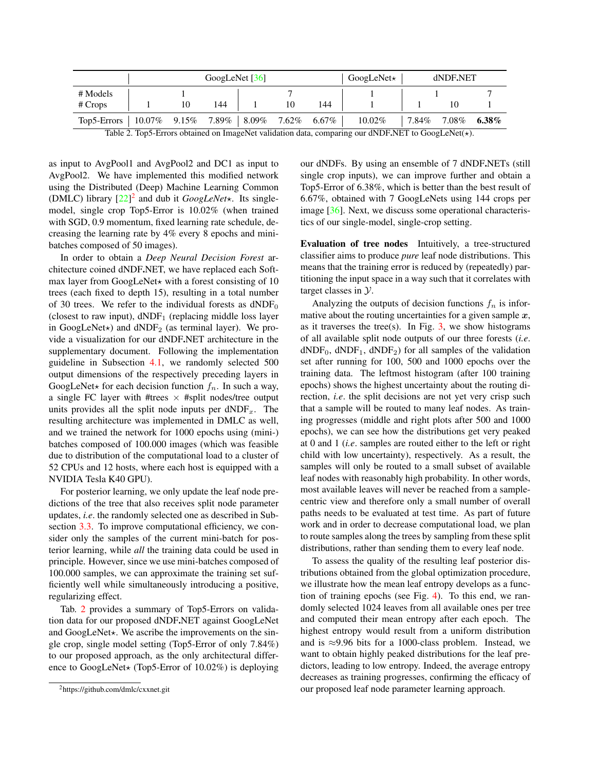| | GoogLeNet [36] | | | | | | GoogLeNet⋆ | dNDF.NET | | |
|---|---|---|---|---|---|---|---|---|---|---|
| # Models | 1 | | | 7 | | | 1 | 1 | | 7 |
| # Crops | 1 | 10 | 144 | 1 | 10 | 144 | 1 | 1 | 10 | 1 |
| Top5-Errors | 10.07% | 9.15% | 7.89% | 8.09% | 7.62% | 6.67% | 10.02% | 7.84% | 7.08% | **6.38%** |

Table 2. Top5-Errors obtained on ImageNet validation data, comparing our dNDF.NET to GoogLeNet(⋆).

as input to AvgPool1 and AvgPool2 and DC1 as input to AvgPool2. We have implemented this modified network using the Distributed (Deep) Machine Learning Common (DMLC) library [22][2] and dub it *GoogLeNet⋆*. Its single-model, single crop Top5-Error is 10.02% (when trained with SGD, 0.9 momentum, fixed learning rate schedule, decreasing the learning rate by 4% every 8 epochs and mini-batches composed of 50 images).

In order to obtain a *Deep Neural Decision Forest* architecture coined dNDF.NET, we have replaced each Softmax layer from GoogLeNet⋆ with a forest consisting of 10 trees (each fixed to depth 15), resulting in a total number of 30 trees. We refer to the individual forests as $\text{dNDF}_0$ (closest to raw input), $\text{dNDF}_1$ (replacing middle loss layer in GoogLeNet⋆) and $\text{dNDF}_2$ (as terminal layer). We provide a visualization for our dNDF.NET architecture in the supplementary document. Following the implementation guideline in Subsection 4.1, we randomly selected 500 output dimensions of the respectively preceding layers in GoogLeNet⋆ for each decision function $f_n$. In such a way, a single FC layer with #trees × #split nodes/tree output units provides all the split node inputs per $\text{dNDF}_x$. The resulting architecture was implemented in DMLC as well, and we trained the network for 1000 epochs using (mini-) batches composed of 100.000 images (which was feasible due to distribution of the computational load to a cluster of 52 CPUs and 12 hosts, where each host is equipped with a NVIDIA Tesla K40 GPU).

For posterior learning, we only update the leaf node predictions of the tree that also receives split node parameter updates, *i.e*. the randomly selected one as described in Subsection 3.3. To improve computational efficiency, we consider only the samples of the current mini-batch for posterior learning, while *all* the training data could be used in principle. However, since we use mini-batches composed of 100.000 samples, we can approximate the training set sufficiently well while simultaneously introducing a positive, regularizing effect.

Tab. 2 provides a summary of Top5-Errors on validation data for our proposed dNDF.NET against GoogLeNet and GoogLeNet⋆. We ascribe the improvements on the single crop, single model setting (Top5-Error of only 7.84%) to our proposed approach, as the only architectural difference to GoogLeNet⋆ (Top5-Error of 10.02%) is deploying our dNDFs. By using an ensemble of 7 dNDF.NETs (still single crop inputs), we can improve further and obtain a Top5-Error of 6.38%, which is better than the best result of 6.67%, obtained with 7 GoogLeNets using 144 crops per image [36]. Next, we discuss some operational characteristics of our single-model, single-crop setting.

**Evaluation of tree nodes** Intuitively, a tree-structured classifier aims to produce *pure* leaf node distributions. This means that the training error is reduced by (repeatedly) partitioning the input space in a way such that it correlates with target classes in $\mathcal{Y}$.

Analyzing the outputs of decision functions $f_n$ is informative about the routing uncertainties for a given sample $\boldsymbol{x}$, as it traverses the tree(s). In Fig. 3, we show histograms of all available split node outputs of our three forests (*i.e*. $\text{dNDF}_0$, $\text{dNDF}_1$, $\text{dNDF}_2$) for all samples of the validation set after running for 100, 500 and 1000 epochs over the training data. The leftmost histogram (after 100 training epochs) shows the highest uncertainty about the routing direction, *i.e*. the split decisions are not yet very crisp such that a sample will be routed to many leaf nodes. As training progresses (middle and right plots after 500 and 1000 epochs), we can see how the distributions get very peaked at 0 and 1 (*i.e*. samples are routed either to the left or right child with low uncertainty), respectively. As a result, the samples will only be routed to a small subset of available leaf nodes with reasonably high probability. In other words, most available leaves will never be reached from a sample-centric view and therefore only a small number of overall paths needs to be evaluated at test time. As part of future work and in order to decrease computational load, we plan to route samples along the trees by sampling from these split distributions, rather than sending them to every leaf node.

To assess the quality of the resulting leaf posterior distributions obtained from the global optimization procedure, we illustrate how the mean leaf entropy develops as a function of training epochs (see Fig. 4). To this end, we randomly selected 1024 leaves from all available ones per tree and computed their mean entropy after each epoch. The highest entropy would result from a uniform distribution and is ≈9.96 bits for a 1000-class problem. Instead, we want to obtain highly peaked distributions for the leaf predictors, leading to low entropy. Indeed, the average entropy decreases as training progresses, confirming the efficacy of our proposed leaf node parameter learning approach.

[2] https://github.com/dmlc/cxxnet.git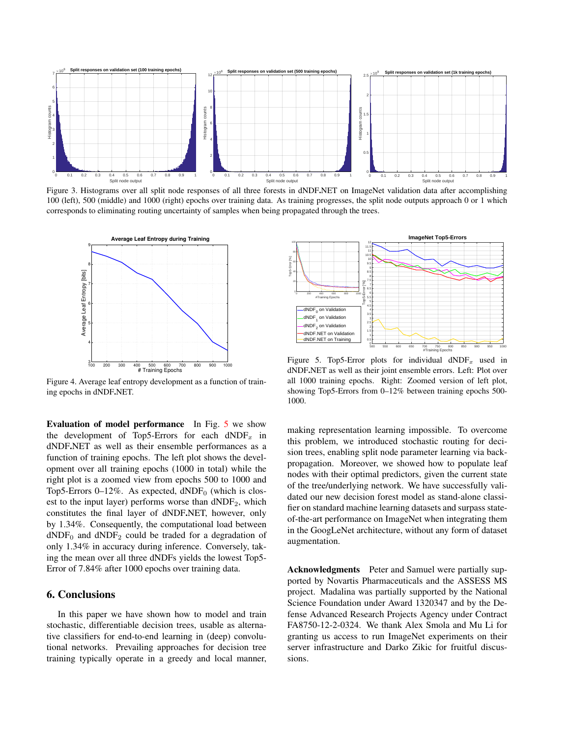Figure 3. Histograms over all split node responses of all three forests in dNDF.NET on ImageNet validation data after accomplishing 100 (left), 500 (middle) and 1000 (right) epochs over training data. As training progresses, the split node outputs approach 0 or 1 which corresponds to eliminating routing uncertainty of samples when being propagated through the trees.

Figure 4. Average leaf entropy development as a function of training epochs in dNDF.NET.

Figure 5. Top5-Error plots for individual $\text{dNDF}_x$ used in dNDF.NET as well as their joint ensemble errors. Left: Plot over all 1000 training epochs. Right: Zoomed version of left plot, showing Top5-Errors from 0–12% between training epochs 500-1000.

**Evaluation of model performance** In Fig. 5 we show the development of Top5-Errors for each $\text{dNDF}_x$ in dNDF.NET as well as their ensemble performances as a function of training epochs. The left plot shows the development over all training epochs (1000 in total) while the right plot is a zoomed view from epochs 500 to 1000 and Top5-Errors 0–12%. As expected, $\text{dNDF}_0$ (which is closest to the input layer) performs worse than $\text{dNDF}_2$, which constitutes the final layer of dNDF.NET, however, only by 1.34%. Consequently, the computational load between $\text{dNDF}_0$ and $\text{dNDF}_2$ could be traded for a degradation of only 1.34% in accuracy during inference. Conversely, taking the mean over all three dNDFs yields the lowest Top5-Error of 7.84% after 1000 epochs over training data.

## 6. Conclusions

In this paper we have shown how to model and train stochastic, differentiable decision trees, usable as alternative classifiers for end-to-end learning in (deep) convolutional networks. Prevailing approaches for decision tree training typically operate in a greedy and local manner, making representation learning impossible. To overcome this problem, we introduced stochastic routing for decision trees, enabling split node parameter learning via back-propagation. Moreover, we showed how to populate leaf nodes with their optimal predictors, given the current state of the tree/underlying network. We have successfully validated our new decision forest model as stand-alone classifier on standard machine learning datasets and surpass state-of-the-art performance on ImageNet when integrating them in the GoogLeNet architecture, without any form of dataset augmentation.

**Acknowledgments** Peter and Samuel were partially supported by Novartis Pharmaceuticals and the ASSESS MS project. Madalina was partially supported by the National Science Foundation under Award 1320347 and by the Defense Advanced Research Projects Agency under Contract FA8750-12-2-0324. We thank Alex Smola and Mu Li for granting us access to run ImageNet experiments on their server infrastructure and Darko Zikic for fruitful discussions.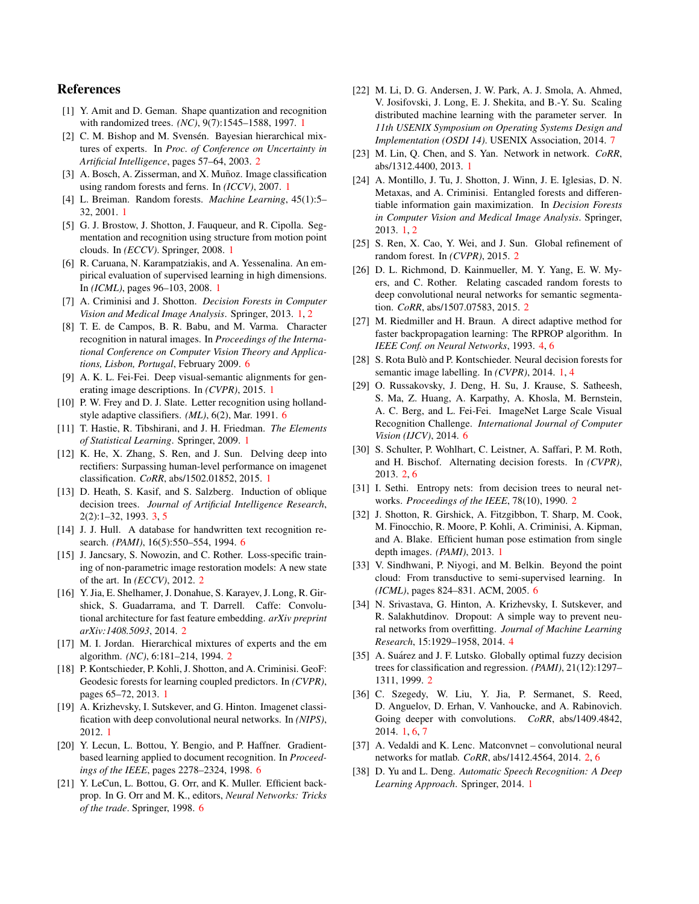## References

[1] Y. Amit and D. Geman. Shape quantization and recognition with randomized trees. *(NC)*, 9(7):1545–1588, 1997. 1

[2] C. M. Bishop and M. Svensén. Bayesian hierarchical mixtures of experts. In *Proc. of Conference on Uncertainty in Artificial Intelligence*, pages 57–64, 2003. 2

[3] A. Bosch, A. Zisserman, and X. Muñoz. Image classification using random forests and ferns. In *(ICCV)*, 2007. 1

[4] L. Breiman. Random forests. *Machine Learning*, 45(1):5–32, 2001. 1

[5] G. J. Brostow, J. Shotton, J. Fauqueur, and R. Cipolla. Segmentation and recognition using structure from motion point clouds. In *(ECCV)*. Springer, 2008. 1

[6] R. Caruana, N. Karampatziakis, and A. Yessenalina. An empirical evaluation of supervised learning in high dimensions. In *(ICML)*, pages 96–103, 2008. 1

[7] A. Criminisi and J. Shotton. *Decision Forests in Computer Vision and Medical Image Analysis*. Springer, 2013. 1, 2

[8] T. E. de Campos, B. R. Babu, and M. Varma. Character recognition in natural images. In *Proceedings of the International Conference on Computer Vision Theory and Applications, Lisbon, Portugal*, February 2009. 6

[9] A. K. L. Fei-Fei. Deep visual-semantic alignments for generating image descriptions. In *(CVPR)*, 2015. 1

[10] P. W. Frey and D. J. Slate. Letter recognition using holland-style adaptive classifiers. *(ML)*, 6(2), Mar. 1991. 6

[11] T. Hastie, R. Tibshirani, and J. H. Friedman. *The Elements of Statistical Learning*. Springer, 2009. 1

[12] K. He, X. Zhang, S. Ren, and J. Sun. Delving deep into rectifiers: Surpassing human-level performance on imagenet classification. *CoRR*, abs/1502.01852, 2015. 1

[13] D. Heath, S. Kasif, and S. Salzberg. Induction of oblique decision trees. *Journal of Artificial Intelligence Research*, 2(2):1–32, 1993. 3, 5

[14] J. J. Hull. A database for handwritten text recognition research. *(PAMI)*, 16(5):550–554, 1994. 6

[15] J. Jancsary, S. Nowozin, and C. Rother. Loss-specific training of non-parametric image restoration models: A new state of the art. In *(ECCV)*, 2012. 2

[16] Y. Jia, E. Shelhamer, J. Donahue, S. Karayev, J. Long, R. Girshick, S. Guadarrama, and T. Darrell. Caffe: Convolutional architecture for fast feature embedding. *arXiv preprint arXiv:1408.5093*, 2014. 2

[17] M. I. Jordan. Hierarchical mixtures of experts and the em algorithm. *(NC)*, 6:181–214, 1994. 2

[18] P. Kontschieder, P. Kohli, J. Shotton, and A. Criminisi. GeoF: Geodesic forests for learning coupled predictors. In *(CVPR)*, pages 65–72, 2013. 1

[19] A. Krizhevsky, I. Sutskever, and G. Hinton. Imagenet classification with deep convolutional neural networks. In *(NIPS)*, 2012. 1

[20] Y. Lecun, L. Bottou, Y. Bengio, and P. Haffner. Gradient-based learning applied to document recognition. In *Proceedings of the IEEE*, pages 2278–2324, 1998. 6

[21] Y. LeCun, L. Bottou, G. Orr, and K. Muller. Efficient backprop. In G. Orr and M. K., editors, *Neural Networks: Tricks of the trade*. Springer, 1998. 6

[22] M. Li, D. G. Andersen, J. W. Park, A. J. Smola, A. Ahmed, V. Josifovski, J. Long, E. J. Shekita, and B.-Y. Su. Scaling distributed machine learning with the parameter server. In *11th USENIX Symposium on Operating Systems Design and Implementation (OSDI 14)*. USENIX Association, 2014. 7

[23] M. Lin, Q. Chen, and S. Yan. Network in network. *CoRR*, abs/1312.4400, 2013. 1

[24] A. Montillo, J. Tu, J. Shotton, J. Winn, J. E. Iglesias, D. N. Metaxas, and A. Criminisi. Entangled forests and differentiable information gain maximization. In *Decision Forests in Computer Vision and Medical Image Analysis*. Springer, 2013. 1, 2

[25] S. Ren, X. Cao, Y. Wei, and J. Sun. Global refinement of random forest. In *(CVPR)*, 2015. 2

[26] D. L. Richmond, D. Kainmueller, M. Y. Yang, E. W. Myers, and C. Rother. Relating cascaded random forests to deep convolutional neural networks for semantic segmentation. *CoRR*, abs/1507.07583, 2015. 2

[27] M. Riedmiller and H. Braun. A direct adaptive method for faster backpropagation learning: The RPROP algorithm. In *IEEE Conf. on Neural Networks*, 1993. 4, 6

[28] S. Rota Bulò and P. Kontschieder. Neural decision forests for semantic image labelling. In *(CVPR)*, 2014. 1, 4

[29] O. Russakovsky, J. Deng, H. Su, J. Krause, S. Satheesh, S. Ma, Z. Huang, A. Karpathy, A. Khosla, M. Bernstein, A. C. Berg, and L. Fei-Fei. ImageNet Large Scale Visual Recognition Challenge. *International Journal of Computer Vision (IJCV)*, 2014. 6

[30] S. Schulter, P. Wohlhart, C. Leistner, A. Saffari, P. M. Roth, and H. Bischof. Alternating decision forests. In *(CVPR)*, 2013. 2, 6

[31] I. Sethi. Entropy nets: from decision trees to neural networks. *Proceedings of the IEEE*, 78(10), 1990. 2

[32] J. Shotton, R. Girshick, A. Fitzgibbon, T. Sharp, M. Cook, M. Finocchio, R. Moore, P. Kohli, A. Criminisi, A. Kipman, and A. Blake. Efficient human pose estimation from single depth images. *(PAMI)*, 2013. 1

[33] V. Sindhwani, P. Niyogi, and M. Belkin. Beyond the point cloud: From transductive to semi-supervised learning. In *(ICML)*, pages 824–831. ACM, 2005. 6

[34] N. Srivastava, G. Hinton, A. Krizhevsky, I. Sutskever, and R. Salakhutdinov. Dropout: A simple way to prevent neural networks from overfitting. *Journal of Machine Learning Research*, 15:1929–1958, 2014. 4

[35] A. Suárez and J. F. Lutsko. Globally optimal fuzzy decision trees for classification and regression. *(PAMI)*, 21(12):1297–1311, 1999. 2

[36] C. Szegedy, W. Liu, Y. Jia, P. Sermanet, S. Reed, D. Anguelov, D. Erhan, V. Vanhoucke, and A. Rabinovich. Going deeper with convolutions. *CoRR*, abs/1409.4842, 2014. 1, 6, 7

[37] A. Vedaldi and K. Lenc. Matconvnet – convolutional neural networks for matlab. *CoRR*, abs/1412.4564, 2014. 2, 6

[38] D. Yu and L. Deng. *Automatic Speech Recognition: A Deep Learning Approach*. Springer, 2014. 1